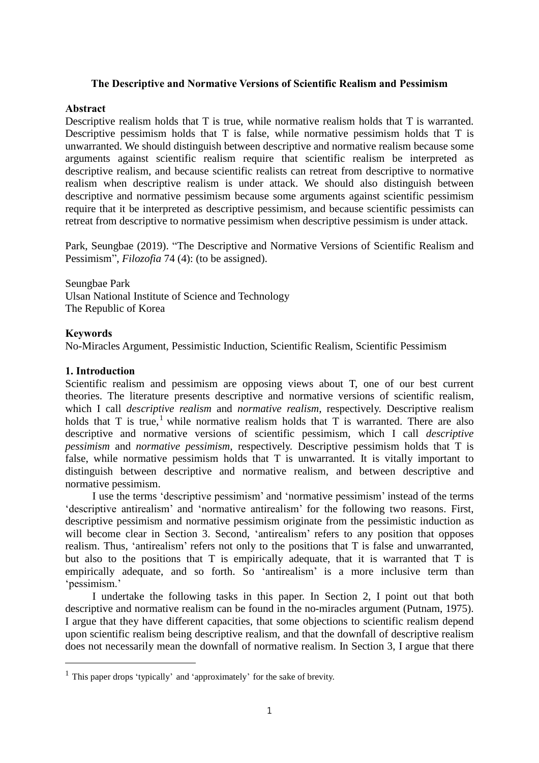**The Descriptive and Normative Versions of Scientific Realism and Pessimism**

**Abstract**

Descriptive realism holds that T is true, while normative realism holds that T is warranted. Descriptive pessimism holds that T is false, while normative pessimism holds that T is unwarranted. We should distinguish between descriptive and normative realism because some arguments against scientific realism require that scientific realism be interpreted as descriptive realism, and because scientific realists can retreat from descriptive to normative realism when descriptive realism is under attack. We should also distinguish between descriptive and normative pessimism because some arguments against scientific pessimism require that it be interpreted as descriptive pessimism, and because scientific pessimists can retreat from descriptive to normative pessimism when descriptive pessimism is under attack.

Park, Seungbae (2019). "The Descriptive and Normative Versions of Scientific Realism and Pessimism", *Filozofia* 74 (4): (to be assigned).

Seungbae Park
Ulsan National Institute of Science and Technology
The Republic of Korea

**Keywords**

No-Miracles Argument, Pessimistic Induction, Scientific Realism, Scientific Pessimism

**1. Introduction**

Scientific realism and pessimism are opposing views about T, one of our best current theories. The literature presents descriptive and normative versions of scientific realism, which I call *descriptive realism* and *normative realism*, respectively. Descriptive realism holds that T is true,[1] while normative realism holds that T is warranted. There are also descriptive and normative versions of scientific pessimism, which I call *descriptive pessimism* and *normative pessimism*, respectively. Descriptive pessimism holds that T is false, while normative pessimism holds that T is unwarranted. It is vitally important to distinguish between descriptive and normative realism, and between descriptive and normative pessimism.

I use the terms 'descriptive pessimism' and 'normative pessimism' instead of the terms 'descriptive antirealism' and 'normative antirealism' for the following two reasons. First, descriptive pessimism and normative pessimism originate from the pessimistic induction as will become clear in Section 3. Second, 'antirealism' refers to any position that opposes realism. Thus, 'antirealism' refers not only to the positions that T is false and unwarranted, but also to the positions that T is empirically adequate, that it is warranted that T is empirically adequate, and so forth. So 'antirealism' is a more inclusive term than 'pessimism.'

I undertake the following tasks in this paper. In Section 2, I point out that both descriptive and normative realism can be found in the no-miracles argument (Putnam, 1975). I argue that they have different capacities, that some objections to scientific realism depend upon scientific realism being descriptive realism, and that the downfall of descriptive realism does not necessarily mean the downfall of normative realism. In Section 3, I argue that there

[1] This paper drops 'typically' and 'approximately' for the sake of brevity.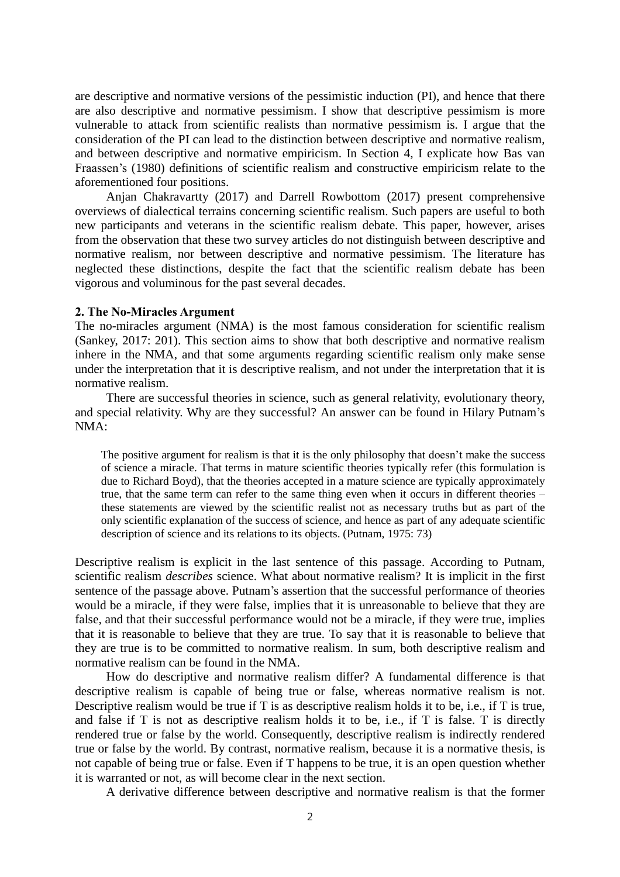are descriptive and normative versions of the pessimistic induction (PI), and hence that there are also descriptive and normative pessimism. I show that descriptive pessimism is more vulnerable to attack from scientific realists than normative pessimism is. I argue that the consideration of the PI can lead to the distinction between descriptive and normative realism, and between descriptive and normative empiricism. In Section 4, I explicate how Bas van Fraassen's (1980) definitions of scientific realism and constructive empiricism relate to the aforementioned four positions.

Anjan Chakravartty (2017) and Darrell Rowbottom (2017) present comprehensive overviews of dialectical terrains concerning scientific realism. Such papers are useful to both new participants and veterans in the scientific realism debate. This paper, however, arises from the observation that these two survey articles do not distinguish between descriptive and normative realism, nor between descriptive and normative pessimism. The literature has neglected these distinctions, despite the fact that the scientific realism debate has been vigorous and voluminous for the past several decades.

## 2. The No-Miracles Argument

The no-miracles argument (NMA) is the most famous consideration for scientific realism (Sankey, 2017: 201). This section aims to show that both descriptive and normative realism inhere in the NMA, and that some arguments regarding scientific realism only make sense under the interpretation that it is descriptive realism, and not under the interpretation that it is normative realism.

There are successful theories in science, such as general relativity, evolutionary theory, and special relativity. Why are they successful? An answer can be found in Hilary Putnam's NMA:

> The positive argument for realism is that it is the only philosophy that doesn't make the success of science a miracle. That terms in mature scientific theories typically refer (this formulation is due to Richard Boyd), that the theories accepted in a mature science are typically approximately true, that the same term can refer to the same thing even when it occurs in different theories – these statements are viewed by the scientific realist not as necessary truths but as part of the only scientific explanation of the success of science, and hence as part of any adequate scientific description of science and its relations to its objects. (Putnam, 1975: 73)

Descriptive realism is explicit in the last sentence of this passage. According to Putnam, scientific realism *describes* science. What about normative realism? It is implicit in the first sentence of the passage above. Putnam's assertion that the successful performance of theories would be a miracle, if they were false, implies that it is unreasonable to believe that they are false, and that their successful performance would not be a miracle, if they were true, implies that it is reasonable to believe that they are true. To say that it is reasonable to believe that they are true is to be committed to normative realism. In sum, both descriptive realism and normative realism can be found in the NMA.

How do descriptive and normative realism differ? A fundamental difference is that descriptive realism is capable of being true or false, whereas normative realism is not. Descriptive realism would be true if T is as descriptive realism holds it to be, i.e., if T is true, and false if T is not as descriptive realism holds it to be, i.e., if T is false. T is directly rendered true or false by the world. Consequently, descriptive realism is indirectly rendered true or false by the world. By contrast, normative realism, because it is a normative thesis, is not capable of being true or false. Even if T happens to be true, it is an open question whether it is warranted or not, as will become clear in the next section.

A derivative difference between descriptive and normative realism is that the former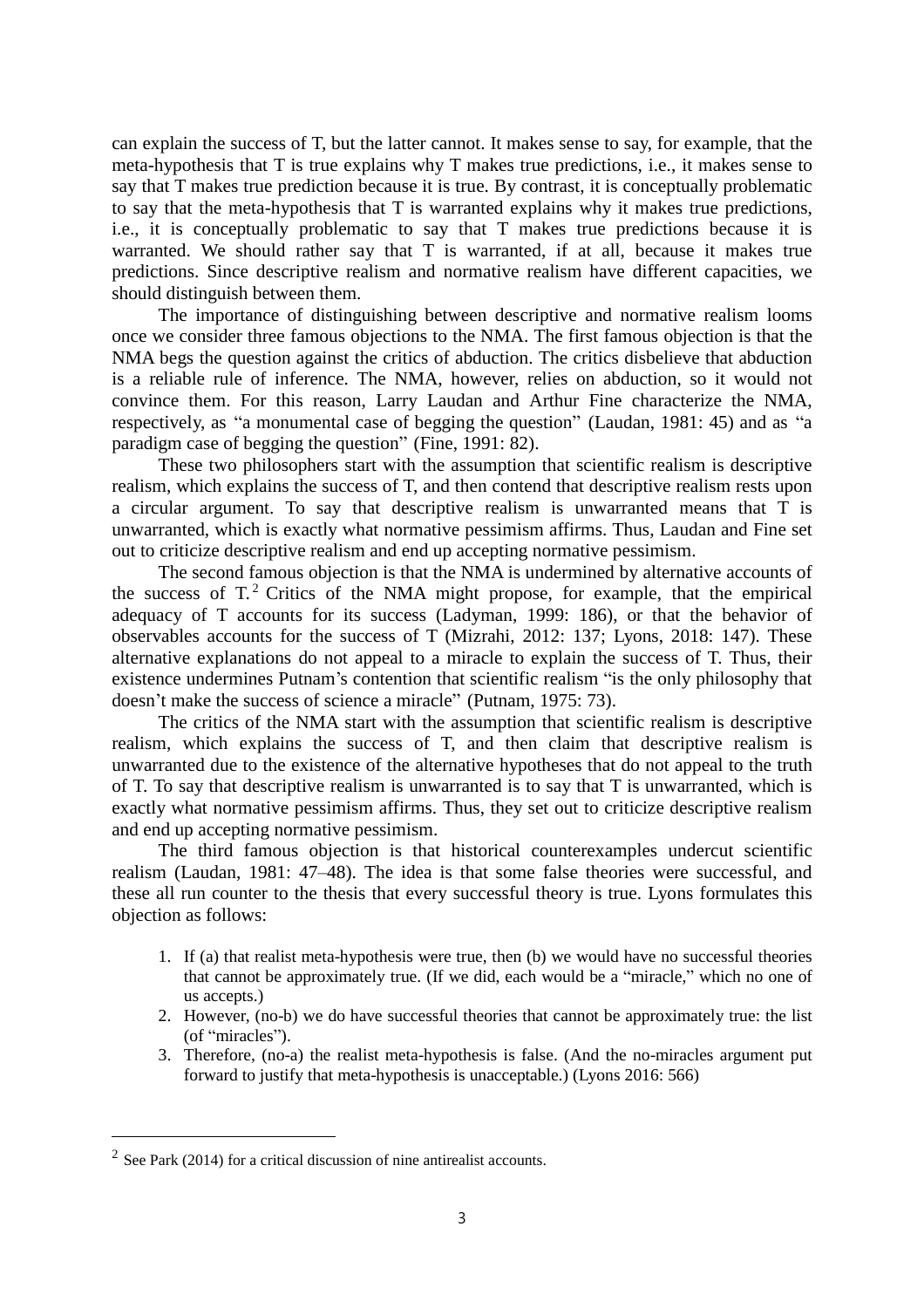can explain the success of T, but the latter cannot. It makes sense to say, for example, that the meta-hypothesis that T is true explains why T makes true predictions, i.e., it makes sense to say that T makes true prediction because it is true. By contrast, it is conceptually problematic to say that the meta-hypothesis that T is warranted explains why it makes true predictions, i.e., it is conceptually problematic to say that T makes true predictions because it is warranted. We should rather say that T is warranted, if at all, because it makes true predictions. Since descriptive realism and normative realism have different capacities, we should distinguish between them.

The importance of distinguishing between descriptive and normative realism looms once we consider three famous objections to the NMA. The first famous objection is that the NMA begs the question against the critics of abduction. The critics disbelieve that abduction is a reliable rule of inference. The NMA, however, relies on abduction, so it would not convince them. For this reason, Larry Laudan and Arthur Fine characterize the NMA, respectively, as "a monumental case of begging the question" (Laudan, 1981: 45) and as "a paradigm case of begging the question" (Fine, 1991: 82).

These two philosophers start with the assumption that scientific realism is descriptive realism, which explains the success of T, and then contend that descriptive realism rests upon a circular argument. To say that descriptive realism is unwarranted means that T is unwarranted, which is exactly what normative pessimism affirms. Thus, Laudan and Fine set out to criticize descriptive realism and end up accepting normative pessimism.

The second famous objection is that the NMA is undermined by alternative accounts of the success of T.[2] Critics of the NMA might propose, for example, that the empirical adequacy of T accounts for its success (Ladyman, 1999: 186), or that the behavior of observables accounts for the success of T (Mizrahi, 2012: 137; Lyons, 2018: 147). These alternative explanations do not appeal to a miracle to explain the success of T. Thus, their existence undermines Putnam's contention that scientific realism "is the only philosophy that doesn't make the success of science a miracle" (Putnam, 1975: 73).

The critics of the NMA start with the assumption that scientific realism is descriptive realism, which explains the success of T, and then claim that descriptive realism is unwarranted due to the existence of the alternative hypotheses that do not appeal to the truth of T. To say that descriptive realism is unwarranted is to say that T is unwarranted, which is exactly what normative pessimism affirms. Thus, they set out to criticize descriptive realism and end up accepting normative pessimism.

The third famous objection is that historical counterexamples undercut scientific realism (Laudan, 1981: 47–48). The idea is that some false theories were successful, and these all run counter to the thesis that every successful theory is true. Lyons formulates this objection as follows:

> 1. If (a) that realist meta-hypothesis were true, then (b) we would have no successful theories that cannot be approximately true. (If we did, each would be a "miracle," which no one of us accepts.)
> 2. However, (no-b) we do have successful theories that cannot be approximately true: the list (of "miracles").
> 3. Therefore, (no-a) the realist meta-hypothesis is false. (And the no-miracles argument put forward to justify that meta-hypothesis is unacceptable.) (Lyons 2016: 566)

---

[2] See Park (2014) for a critical discussion of nine antirealist accounts.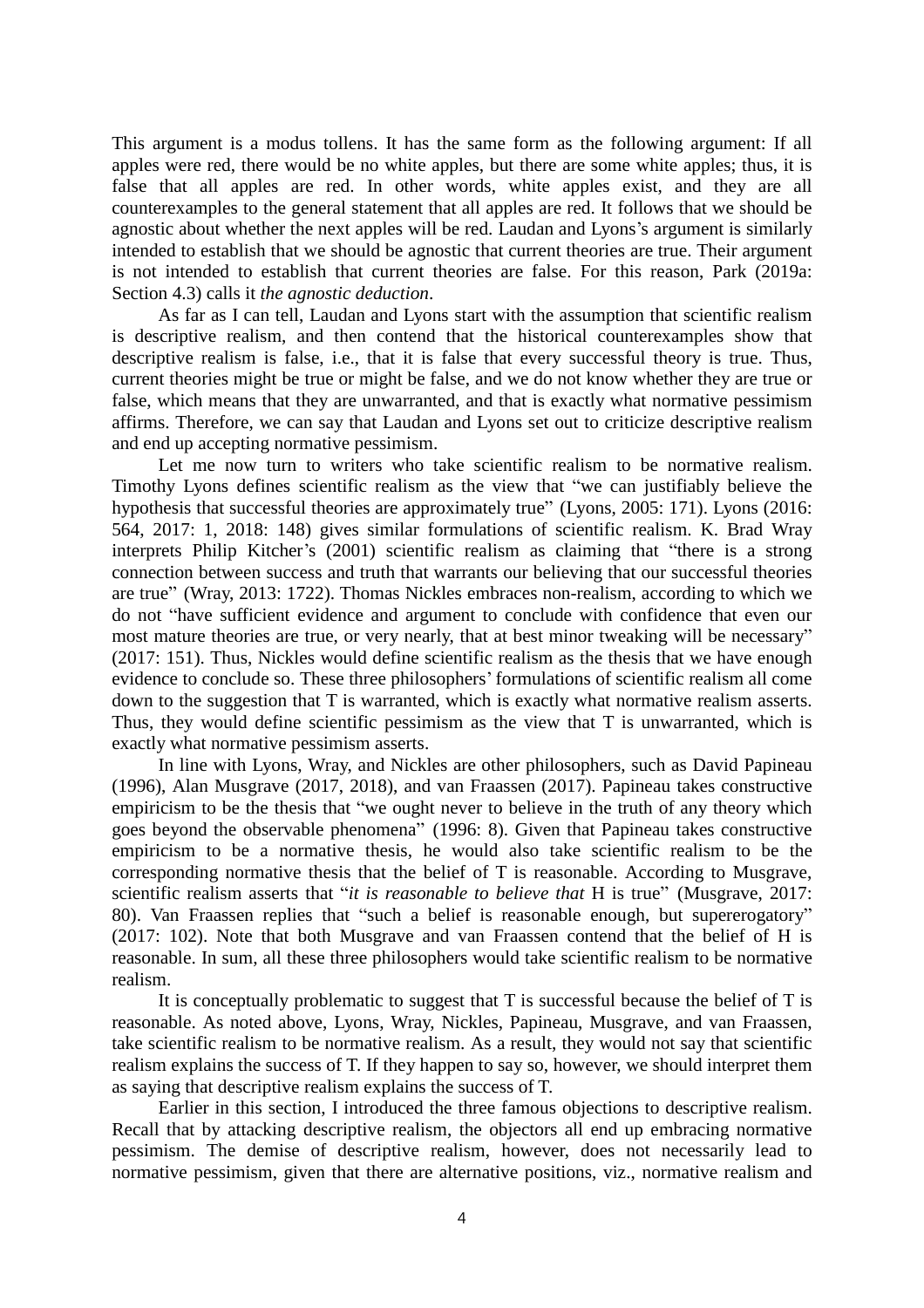This argument is a modus tollens. It has the same form as the following argument: If all apples were red, there would be no white apples, but there are some white apples; thus, it is false that all apples are red. In other words, white apples exist, and they are all counterexamples to the general statement that all apples are red. It follows that we should be agnostic about whether the next apples will be red. Laudan and Lyons's argument is similarly intended to establish that we should be agnostic that current theories are true. Their argument is not intended to establish that current theories are false. For this reason, Park (2019a: Section 4.3) calls it *the agnostic deduction*.

As far as I can tell, Laudan and Lyons start with the assumption that scientific realism is descriptive realism, and then contend that the historical counterexamples show that descriptive realism is false, i.e., that it is false that every successful theory is true. Thus, current theories might be true or might be false, and we do not know whether they are true or false, which means that they are unwarranted, and that is exactly what normative pessimism affirms. Therefore, we can say that Laudan and Lyons set out to criticize descriptive realism and end up accepting normative pessimism.

Let me now turn to writers who take scientific realism to be normative realism. Timothy Lyons defines scientific realism as the view that "we can justifiably believe the hypothesis that successful theories are approximately true" (Lyons, 2005: 171). Lyons (2016: 564, 2017: 1, 2018: 148) gives similar formulations of scientific realism. K. Brad Wray interprets Philip Kitcher's (2001) scientific realism as claiming that "there is a strong connection between success and truth that warrants our believing that our successful theories are true" (Wray, 2013: 1722). Thomas Nickles embraces non-realism, according to which we do not "have sufficient evidence and argument to conclude with confidence that even our most mature theories are true, or very nearly, that at best minor tweaking will be necessary" (2017: 151). Thus, Nickles would define scientific realism as the thesis that we have enough evidence to conclude so. These three philosophers' formulations of scientific realism all come down to the suggestion that T is warranted, which is exactly what normative realism asserts. Thus, they would define scientific pessimism as the view that T is unwarranted, which is exactly what normative pessimism asserts.

In line with Lyons, Wray, and Nickles are other philosophers, such as David Papineau (1996), Alan Musgrave (2017, 2018), and van Fraassen (2017). Papineau takes constructive empiricism to be the thesis that "we ought never to believe in the truth of any theory which goes beyond the observable phenomena" (1996: 8). Given that Papineau takes constructive empiricism to be a normative thesis, he would also take scientific realism to be the corresponding normative thesis that the belief of T is reasonable. According to Musgrave, scientific realism asserts that "*it is reasonable to believe that* H is true" (Musgrave, 2017: 80). Van Fraassen replies that "such a belief is reasonable enough, but supererogatory" (2017: 102). Note that both Musgrave and van Fraassen contend that the belief of H is reasonable. In sum, all these three philosophers would take scientific realism to be normative realism.

It is conceptually problematic to suggest that T is successful because the belief of T is reasonable. As noted above, Lyons, Wray, Nickles, Papineau, Musgrave, and van Fraassen, take scientific realism to be normative realism. As a result, they would not say that scientific realism explains the success of T. If they happen to say so, however, we should interpret them as saying that descriptive realism explains the success of T.

Earlier in this section, I introduced the three famous objections to descriptive realism. Recall that by attacking descriptive realism, the objectors all end up embracing normative pessimism. The demise of descriptive realism, however, does not necessarily lead to normative pessimism, given that there are alternative positions, viz., normative realism and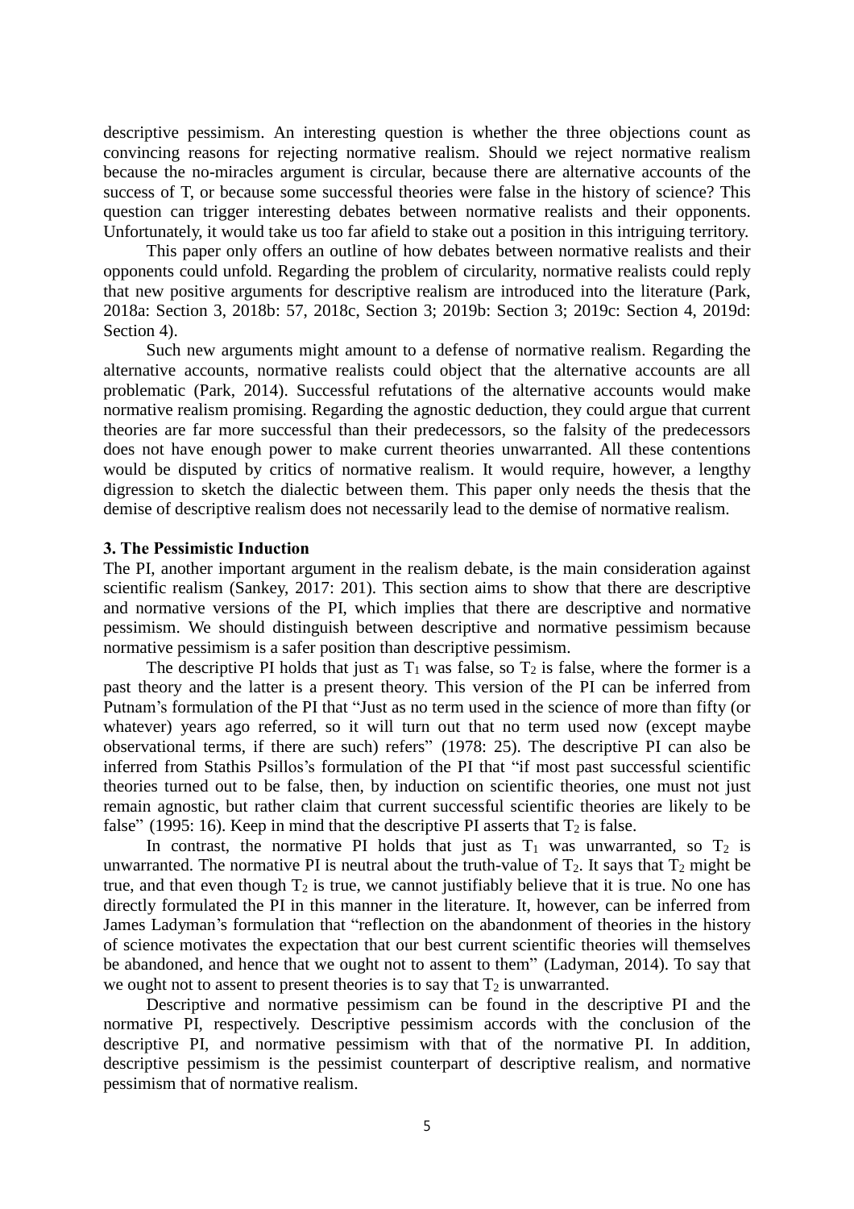descriptive pessimism. An interesting question is whether the three objections count as convincing reasons for rejecting normative realism. Should we reject normative realism because the no-miracles argument is circular, because there are alternative accounts of the success of T, or because some successful theories were false in the history of science? This question can trigger interesting debates between normative realists and their opponents. Unfortunately, it would take us too far afield to stake out a position in this intriguing territory.

This paper only offers an outline of how debates between normative realists and their opponents could unfold. Regarding the problem of circularity, normative realists could reply that new positive arguments for descriptive realism are introduced into the literature (Park, 2018a: Section 3, 2018b: 57, 2018c, Section 3; 2019b: Section 3; 2019c: Section 4, 2019d: Section 4).

Such new arguments might amount to a defense of normative realism. Regarding the alternative accounts, normative realists could object that the alternative accounts are all problematic (Park, 2014). Successful refutations of the alternative accounts would make normative realism promising. Regarding the agnostic deduction, they could argue that current theories are far more successful than their predecessors, so the falsity of the predecessors does not have enough power to make current theories unwarranted. All these contentions would be disputed by critics of normative realism. It would require, however, a lengthy digression to sketch the dialectic between them. This paper only needs the thesis that the demise of descriptive realism does not necessarily lead to the demise of normative realism.

### 3. The Pessimistic Induction

The PI, another important argument in the realism debate, is the main consideration against scientific realism (Sankey, 2017: 201). This section aims to show that there are descriptive and normative versions of the PI, which implies that there are descriptive and normative pessimism. We should distinguish between descriptive and normative pessimism because normative pessimism is a safer position than descriptive pessimism.

The descriptive PI holds that just as $T_1$ was false, so $T_2$ is false, where the former is a past theory and the latter is a present theory. This version of the PI can be inferred from Putnam's formulation of the PI that "Just as no term used in the science of more than fifty (or whatever) years ago referred, so it will turn out that no term used now (except maybe observational terms, if there are such) refers" (1978: 25). The descriptive PI can also be inferred from Stathis Psillos's formulation of the PI that "if most past successful scientific theories turned out to be false, then, by induction on scientific theories, one must not just remain agnostic, but rather claim that current successful scientific theories are likely to be false" (1995: 16). Keep in mind that the descriptive PI asserts that $T_2$ is false.

In contrast, the normative PI holds that just as $T_1$ was unwarranted, so $T_2$ is unwarranted. The normative PI is neutral about the truth-value of $T_2$. It says that $T_2$ might be true, and that even though $T_2$ is true, we cannot justifiably believe that it is true. No one has directly formulated the PI in this manner in the literature. It, however, can be inferred from James Ladyman's formulation that "reflection on the abandonment of theories in the history of science motivates the expectation that our best current scientific theories will themselves be abandoned, and hence that we ought not to assent to them" (Ladyman, 2014). To say that we ought not to assent to present theories is to say that $T_2$ is unwarranted.

Descriptive and normative pessimism can be found in the descriptive PI and the normative PI, respectively. Descriptive pessimism accords with the conclusion of the descriptive PI, and normative pessimism with that of the normative PI. In addition, descriptive pessimism is the pessimist counterpart of descriptive realism, and normative pessimism that of normative realism.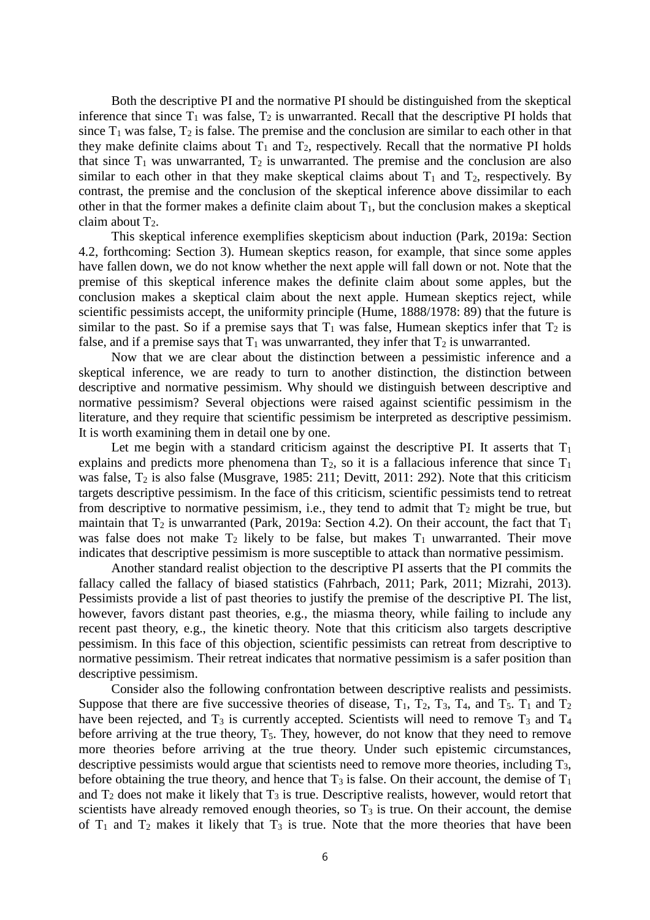Both the descriptive PI and the normative PI should be distinguished from the skeptical inference that since $T_1$ was false, $T_2$ is unwarranted. Recall that the descriptive PI holds that since $T_1$ was false, $T_2$ is false. The premise and the conclusion are similar to each other in that they make definite claims about $T_1$ and $T_2$, respectively. Recall that the normative PI holds that since $T_1$ was unwarranted, $T_2$ is unwarranted. The premise and the conclusion are also similar to each other in that they make skeptical claims about $T_1$ and $T_2$, respectively. By contrast, the premise and the conclusion of the skeptical inference above dissimilar to each other in that the former makes a definite claim about $T_1$, but the conclusion makes a skeptical claim about $T_2$.

This skeptical inference exemplifies skepticism about induction (Park, 2019a: Section 4.2, forthcoming: Section 3). Humean skeptics reason, for example, that since some apples have fallen down, we do not know whether the next apple will fall down or not. Note that the premise of this skeptical inference makes the definite claim about some apples, but the conclusion makes a skeptical claim about the next apple. Humean skeptics reject, while scientific pessimists accept, the uniformity principle (Hume, 1888/1978: 89) that the future is similar to the past. So if a premise says that $T_1$ was false, Humean skeptics infer that $T_2$ is false, and if a premise says that $T_1$ was unwarranted, they infer that $T_2$ is unwarranted.

Now that we are clear about the distinction between a pessimistic inference and a skeptical inference, we are ready to turn to another distinction, the distinction between descriptive and normative pessimism. Why should we distinguish between descriptive and normative pessimism? Several objections were raised against scientific pessimism in the literature, and they require that scientific pessimism be interpreted as descriptive pessimism. It is worth examining them in detail one by one.

Let me begin with a standard criticism against the descriptive PI. It asserts that $T_1$ explains and predicts more phenomena than $T_2$, so it is a fallacious inference that since $T_1$ was false, $T_2$ is also false (Musgrave, 1985: 211; Devitt, 2011: 292). Note that this criticism targets descriptive pessimism. In the face of this criticism, scientific pessimists tend to retreat from descriptive to normative pessimism, i.e., they tend to admit that $T_2$ might be true, but maintain that $T_2$ is unwarranted (Park, 2019a: Section 4.2). On their account, the fact that $T_1$ was false does not make $T_2$ likely to be false, but makes $T_1$ unwarranted. Their move indicates that descriptive pessimism is more susceptible to attack than normative pessimism.

Another standard realist objection to the descriptive PI asserts that the PI commits the fallacy called the fallacy of biased statistics (Fahrbach, 2011; Park, 2011; Mizrahi, 2013). Pessimists provide a list of past theories to justify the premise of the descriptive PI. The list, however, favors distant past theories, e.g., the miasma theory, while failing to include any recent past theory, e.g., the kinetic theory. Note that this criticism also targets descriptive pessimism. In this face of this objection, scientific pessimists can retreat from descriptive to normative pessimism. Their retreat indicates that normative pessimism is a safer position than descriptive pessimism.

Consider also the following confrontation between descriptive realists and pessimists. Suppose that there are five successive theories of disease, $T_1$, $T_2$, $T_3$, $T_4$, and $T_5$. $T_1$ and $T_2$ have been rejected, and $T_3$ is currently accepted. Scientists will need to remove $T_3$ and $T_4$ before arriving at the true theory, $T_5$. They, however, do not know that they need to remove more theories before arriving at the true theory. Under such epistemic circumstances, descriptive pessimists would argue that scientists need to remove more theories, including $T_3$, before obtaining the true theory, and hence that $T_3$ is false. On their account, the demise of $T_1$ and $T_2$ does not make it likely that $T_3$ is true. Descriptive realists, however, would retort that scientists have already removed enough theories, so $T_3$ is true. On their account, the demise of $T_1$ and $T_2$ makes it likely that $T_3$ is true. Note that the more theories that have been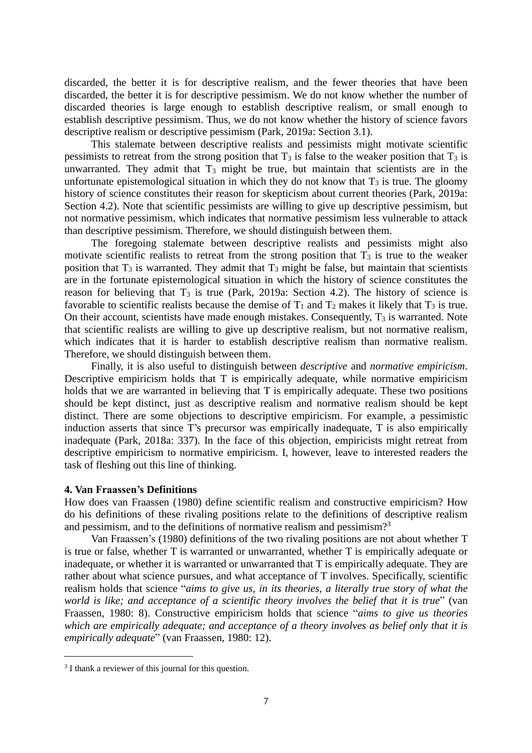discarded, the better it is for descriptive realism, and the fewer theories that have been discarded, the better it is for descriptive pessimism. We do not know whether the number of discarded theories is large enough to establish descriptive realism, or small enough to establish descriptive pessimism. Thus, we do not know whether the history of science favors descriptive realism or descriptive pessimism (Park, 2019a: Section 3.1).

This stalemate between descriptive realists and pessimists might motivate scientific pessimists to retreat from the strong position that $T_3$ is false to the weaker position that $T_3$ is unwarranted. They admit that $T_3$ might be true, but maintain that scientists are in the unfortunate epistemological situation in which they do not know that $T_3$ is true. The gloomy history of science constitutes their reason for skepticism about current theories (Park, 2019a: Section 4.2). Note that scientific pessimists are willing to give up descriptive pessimism, but not normative pessimism, which indicates that normative pessimism less vulnerable to attack than descriptive pessimism. Therefore, we should distinguish between them.

The foregoing stalemate between descriptive realists and pessimists might also motivate scientific realists to retreat from the strong position that $T_3$ is true to the weaker position that $T_3$ is warranted. They admit that $T_3$ might be false, but maintain that scientists are in the fortunate epistemological situation in which the history of science constitutes the reason for believing that $T_3$ is true (Park, 2019a: Section 4.2). The history of science is favorable to scientific realists because the demise of $T_1$ and $T_2$ makes it likely that $T_3$ is true. On their account, scientists have made enough mistakes. Consequently, $T_3$ is warranted. Note that scientific realists are willing to give up descriptive realism, but not normative realism, which indicates that it is harder to establish descriptive realism than normative realism. Therefore, we should distinguish between them.

Finally, it is also useful to distinguish between *descriptive* and *normative empiricism*. Descriptive empiricism holds that T is empirically adequate, while normative empiricism holds that we are warranted in believing that T is empirically adequate. These two positions should be kept distinct, just as descriptive realism and normative realism should be kept distinct. There are some objections to descriptive empiricism. For example, a pessimistic induction asserts that since T's precursor was empirically inadequate, T is also empirically inadequate (Park, 2018a: 337). In the face of this objection, empiricists might retreat from descriptive empiricism to normative empiricism. I, however, leave to interested readers the task of fleshing out this line of thinking.

**4. Van Fraassen's Definitions**

How does van Fraassen (1980) define scientific realism and constructive empiricism? How do his definitions of these rivaling positions relate to the definitions of descriptive realism and pessimism, and to the definitions of normative realism and pessimism?[3]

Van Fraassen's (1980) definitions of the two rivaling positions are not about whether T is true or false, whether T is warranted or unwarranted, whether T is empirically adequate or inadequate, or whether it is warranted or unwarranted that T is empirically adequate. They are rather about what science pursues, and what acceptance of T involves. Specifically, scientific realism holds that science "*aims to give us, in its theories, a literally true story of what the world is like; and acceptance of a scientific theory involves the belief that it is true*" (van Fraassen, 1980: 8). Constructive empiricism holds that science "*aims to give us theories which are empirically adequate; and acceptance of a theory involves as belief only that it is empirically adequate*" (van Fraassen, 1980: 12).

[3] I thank a reviewer of this journal for this question.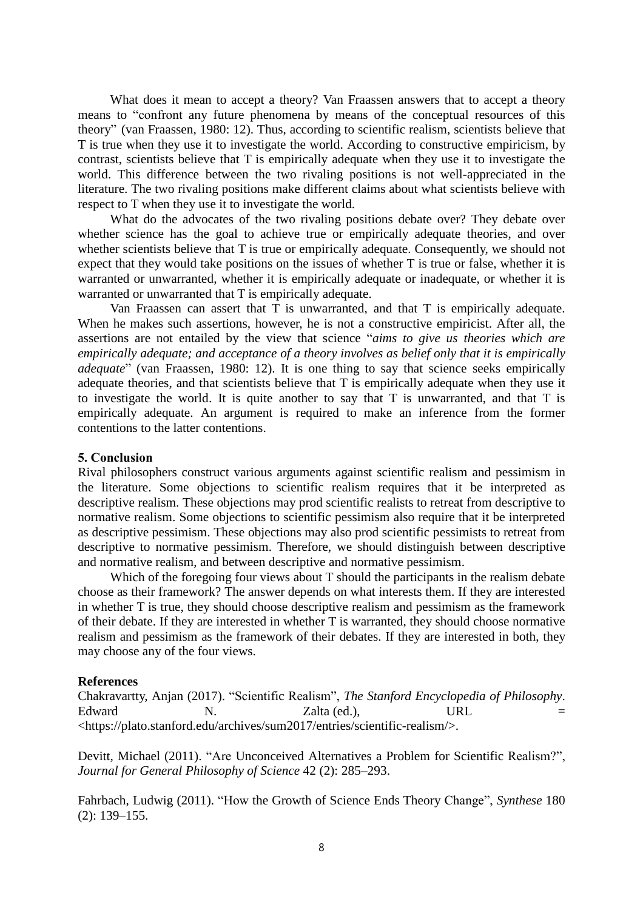What does it mean to accept a theory? Van Fraassen answers that to accept a theory means to "confront any future phenomena by means of the conceptual resources of this theory" (van Fraassen, 1980: 12). Thus, according to scientific realism, scientists believe that T is true when they use it to investigate the world. According to constructive empiricism, by contrast, scientists believe that T is empirically adequate when they use it to investigate the world. This difference between the two rivaling positions is not well-appreciated in the literature. The two rivaling positions make different claims about what scientists believe with respect to T when they use it to investigate the world.

What do the advocates of the two rivaling positions debate over? They debate over whether science has the goal to achieve true or empirically adequate theories, and over whether scientists believe that T is true or empirically adequate. Consequently, we should not expect that they would take positions on the issues of whether T is true or false, whether it is warranted or unwarranted, whether it is empirically adequate or inadequate, or whether it is warranted or unwarranted that T is empirically adequate.

Van Fraassen can assert that T is unwarranted, and that T is empirically adequate. When he makes such assertions, however, he is not a constructive empiricist. After all, the assertions are not entailed by the view that science "*aims to give us theories which are empirically adequate; and acceptance of a theory involves as belief only that it is empirically adequate*" (van Fraassen, 1980: 12). It is one thing to say that science seeks empirically adequate theories, and that scientists believe that T is empirically adequate when they use it to investigate the world. It is quite another to say that T is unwarranted, and that T is empirically adequate. An argument is required to make an inference from the former contentions to the latter contentions.

## 5. Conclusion

Rival philosophers construct various arguments against scientific realism and pessimism in the literature. Some objections to scientific realism requires that it be interpreted as descriptive realism. These objections may prod scientific realists to retreat from descriptive to normative realism. Some objections to scientific pessimism also require that it be interpreted as descriptive pessimism. These objections may also prod scientific pessimists to retreat from descriptive to normative pessimism. Therefore, we should distinguish between descriptive and normative realism, and between descriptive and normative pessimism.

Which of the foregoing four views about T should the participants in the realism debate choose as their framework? The answer depends on what interests them. If they are interested in whether T is true, they should choose descriptive realism and pessimism as the framework of their debate. If they are interested in whether T is warranted, they should choose normative realism and pessimism as the framework of their debates. If they are interested in both, they may choose any of the four views.

## References

Chakravartty, Anjan (2017). "Scientific Realism", *The Stanford Encyclopedia of Philosophy*. Edward N. Zalta (ed.), URL = <https://plato.stanford.edu/archives/sum2017/entries/scientific-realism/>.

Devitt, Michael (2011). "Are Unconceived Alternatives a Problem for Scientific Realism?", *Journal for General Philosophy of Science* 42 (2): 285–293.

Fahrbach, Ludwig (2011). "How the Growth of Science Ends Theory Change", *Synthese* 180 (2): 139–155.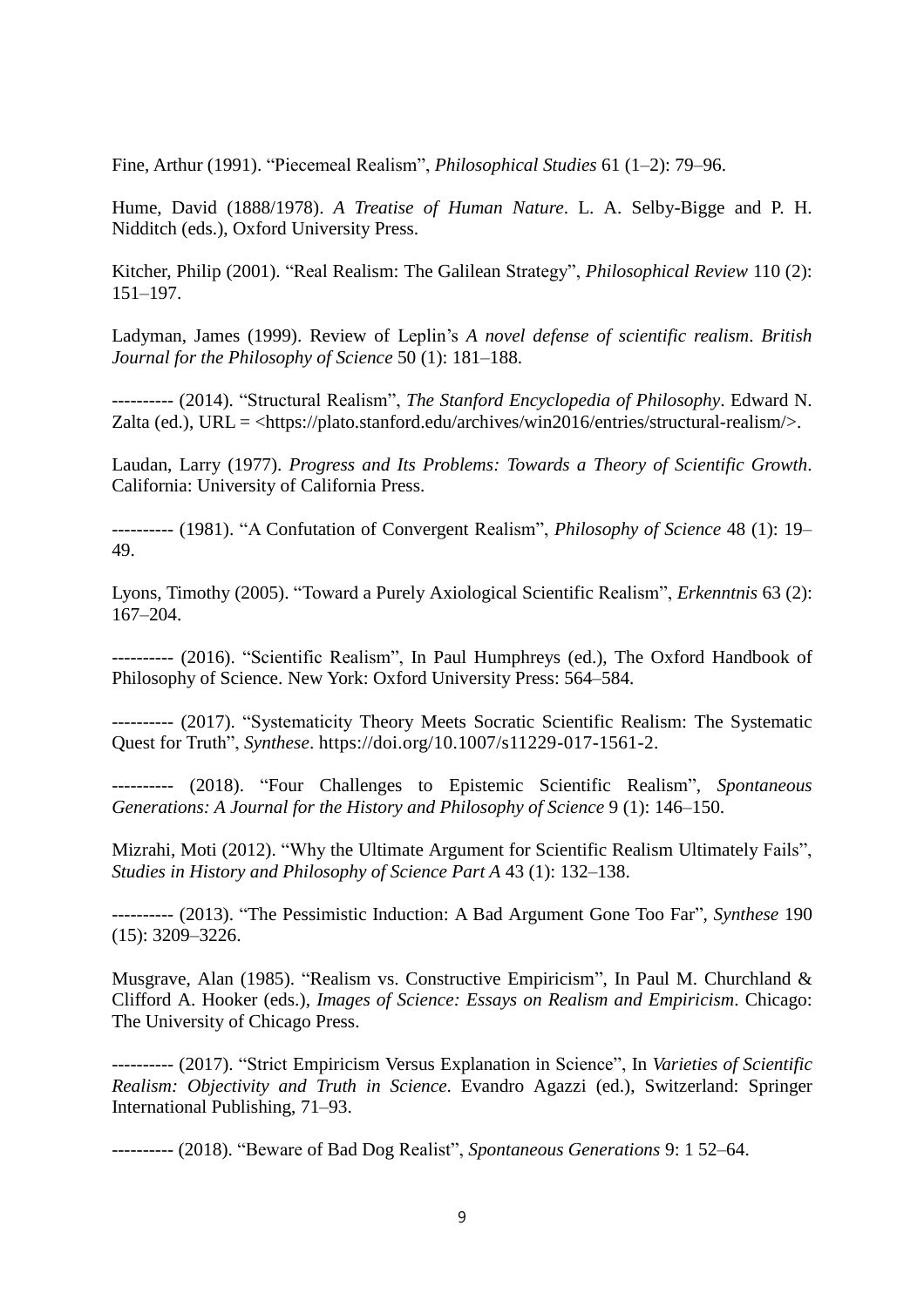Fine, Arthur (1991). "Piecemeal Realism", *Philosophical Studies* 61 (1–2): 79–96.

Hume, David (1888/1978). *A Treatise of Human Nature*. L. A. Selby-Bigge and P. H. Nidditch (eds.), Oxford University Press.

Kitcher, Philip (2001). "Real Realism: The Galilean Strategy", *Philosophical Review* 110 (2): 151–197.

Ladyman, James (1999). Review of Leplin's *A novel defense of scientific realism*. *British Journal for the Philosophy of Science* 50 (1): 181–188.

---------- (2014). "Structural Realism", *The Stanford Encyclopedia of Philosophy*. Edward N. Zalta (ed.), URL = <https://plato.stanford.edu/archives/win2016/entries/structural-realism/>.

Laudan, Larry (1977). *Progress and Its Problems: Towards a Theory of Scientific Growth*. California: University of California Press.

---------- (1981). "A Confutation of Convergent Realism", *Philosophy of Science* 48 (1): 19–49.

Lyons, Timothy (2005). "Toward a Purely Axiological Scientific Realism", *Erkenntnis* 63 (2): 167–204.

---------- (2016). "Scientific Realism", In Paul Humphreys (ed.), The Oxford Handbook of Philosophy of Science. New York: Oxford University Press: 564–584.

---------- (2017). "Systematicity Theory Meets Socratic Scientific Realism: The Systematic Quest for Truth", *Synthese*. https://doi.org/10.1007/s11229-017-1561-2.

---------- (2018). "Four Challenges to Epistemic Scientific Realism", *Spontaneous Generations: A Journal for the History and Philosophy of Science* 9 (1): 146–150.

Mizrahi, Moti (2012). "Why the Ultimate Argument for Scientific Realism Ultimately Fails", *Studies in History and Philosophy of Science Part A* 43 (1): 132–138.

---------- (2013). "The Pessimistic Induction: A Bad Argument Gone Too Far", *Synthese* 190 (15): 3209–3226.

Musgrave, Alan (1985). "Realism vs. Constructive Empiricism", In Paul M. Churchland & Clifford A. Hooker (eds.), *Images of Science: Essays on Realism and Empiricism*. Chicago: The University of Chicago Press.

---------- (2017). "Strict Empiricism Versus Explanation in Science", In *Varieties of Scientific Realism: Objectivity and Truth in Science*. Evandro Agazzi (ed.), Switzerland: Springer International Publishing, 71–93.

---------- (2018). "Beware of Bad Dog Realist", *Spontaneous Generations* 9: 1 52–64.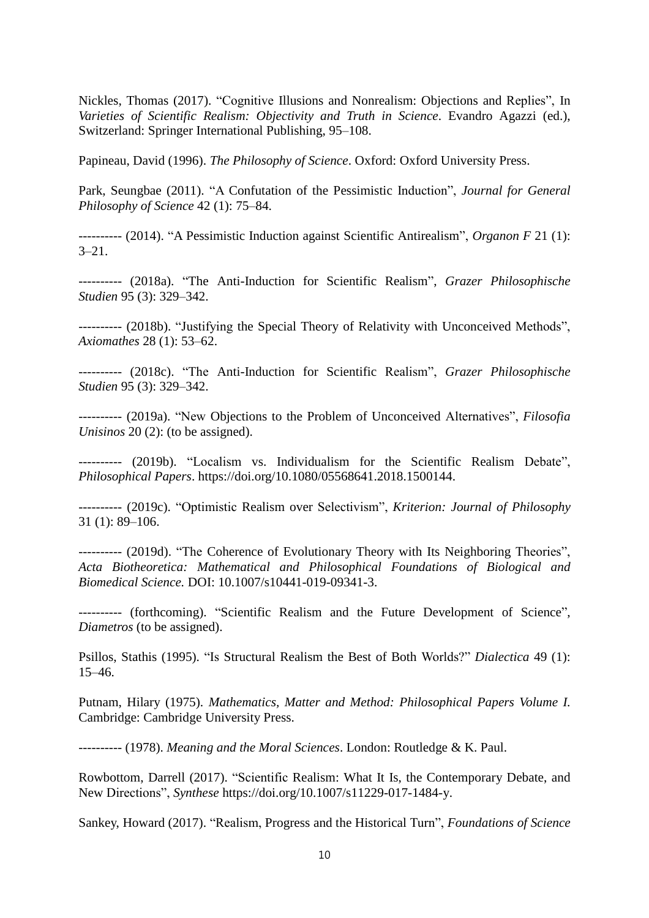Nickles, Thomas (2017). "Cognitive Illusions and Nonrealism: Objections and Replies", In *Varieties of Scientific Realism: Objectivity and Truth in Science*. Evandro Agazzi (ed.), Switzerland: Springer International Publishing, 95–108.

Papineau, David (1996). *The Philosophy of Science*. Oxford: Oxford University Press.

Park, Seungbae (2011). "A Confutation of the Pessimistic Induction", *Journal for General Philosophy of Science* 42 (1): 75–84.

---------- (2014). "A Pessimistic Induction against Scientific Antirealism", *Organon F* 21 (1): 3–21.

---------- (2018a). "The Anti-Induction for Scientific Realism", *Grazer Philosophische Studien* 95 (3): 329–342.

---------- (2018b). "Justifying the Special Theory of Relativity with Unconceived Methods", *Axiomathes* 28 (1): 53–62.

---------- (2018c). "The Anti-Induction for Scientific Realism", *Grazer Philosophische Studien* 95 (3): 329–342.

---------- (2019a). "New Objections to the Problem of Unconceived Alternatives", *Filosofia Unisinos* 20 (2): (to be assigned).

---------- (2019b). "Localism vs. Individualism for the Scientific Realism Debate", *Philosophical Papers*. https://doi.org/10.1080/05568641.2018.1500144.

---------- (2019c). "Optimistic Realism over Selectivism", *Kriterion: Journal of Philosophy* 31 (1): 89–106.

---------- (2019d). "The Coherence of Evolutionary Theory with Its Neighboring Theories", *Acta Biotheoretica: Mathematical and Philosophical Foundations of Biological and Biomedical Science.* DOI: 10.1007/s10441-019-09341-3.

---------- (forthcoming). "Scientific Realism and the Future Development of Science", *Diametros* (to be assigned).

Psillos, Stathis (1995). "Is Structural Realism the Best of Both Worlds?" *Dialectica* 49 (1): 15–46.

Putnam, Hilary (1975). *Mathematics, Matter and Method: Philosophical Papers Volume I.* Cambridge: Cambridge University Press.

---------- (1978). *Meaning and the Moral Sciences*. London: Routledge & K. Paul.

Rowbottom, Darrell (2017). "Scientific Realism: What It Is, the Contemporary Debate, and New Directions", *Synthese* https://doi.org/10.1007/s11229-017-1484-y.

Sankey, Howard (2017). "Realism, Progress and the Historical Turn", *Foundations of Science*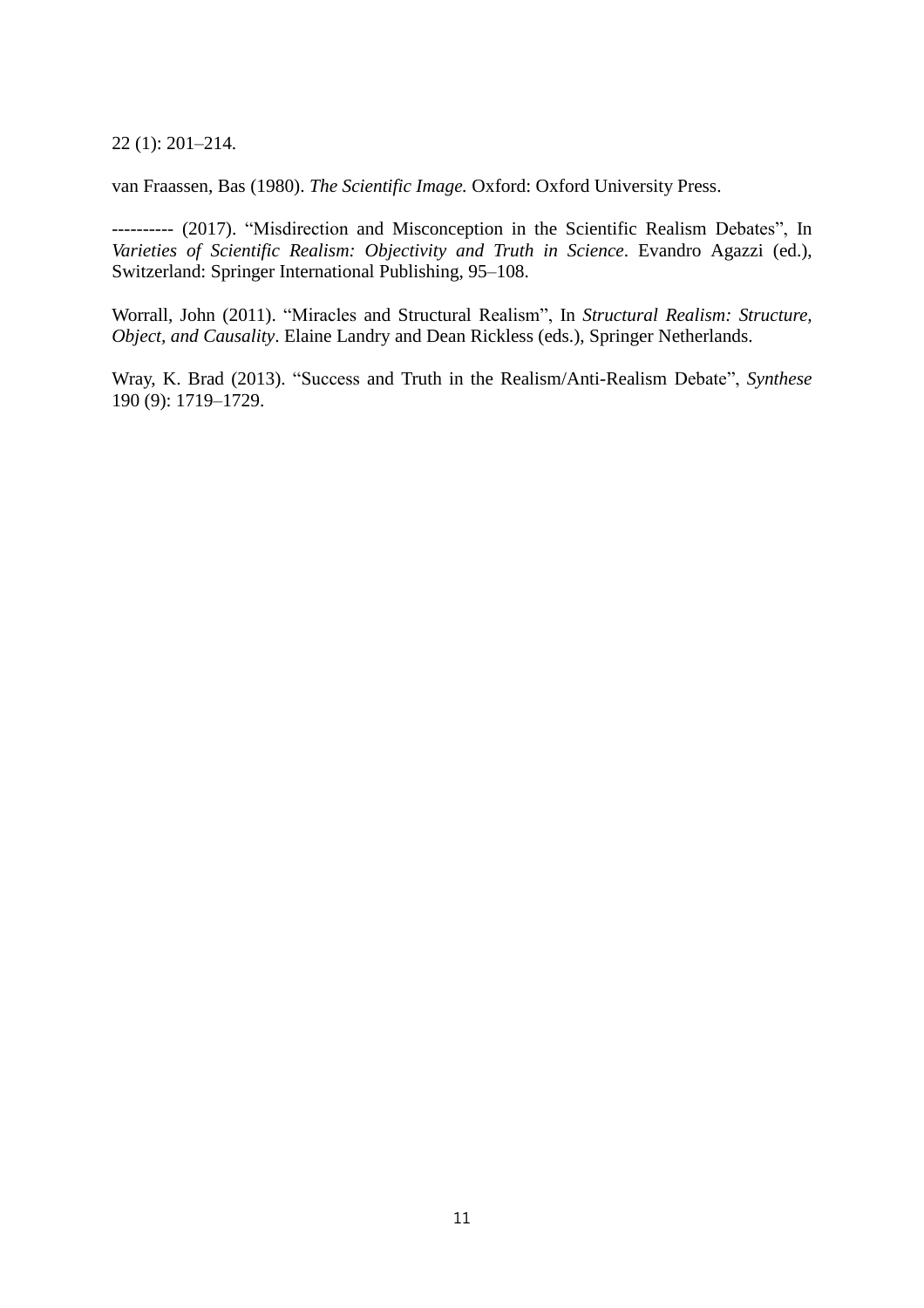22 (1): 201–214.

van Fraassen, Bas (1980). *The Scientific Image.* Oxford: Oxford University Press.

---------- (2017). “Misdirection and Misconception in the Scientific Realism Debates”, In *Varieties of Scientific Realism: Objectivity and Truth in Science*. Evandro Agazzi (ed.), Switzerland: Springer International Publishing, 95–108.

Worrall, John (2011). “Miracles and Structural Realism”, In *Structural Realism: Structure, Object, and Causality*. Elaine Landry and Dean Rickless (eds.), Springer Netherlands.

Wray, K. Brad (2013). “Success and Truth in the Realism/Anti-Realism Debate”, *Synthese* 190 (9): 1719–1729.